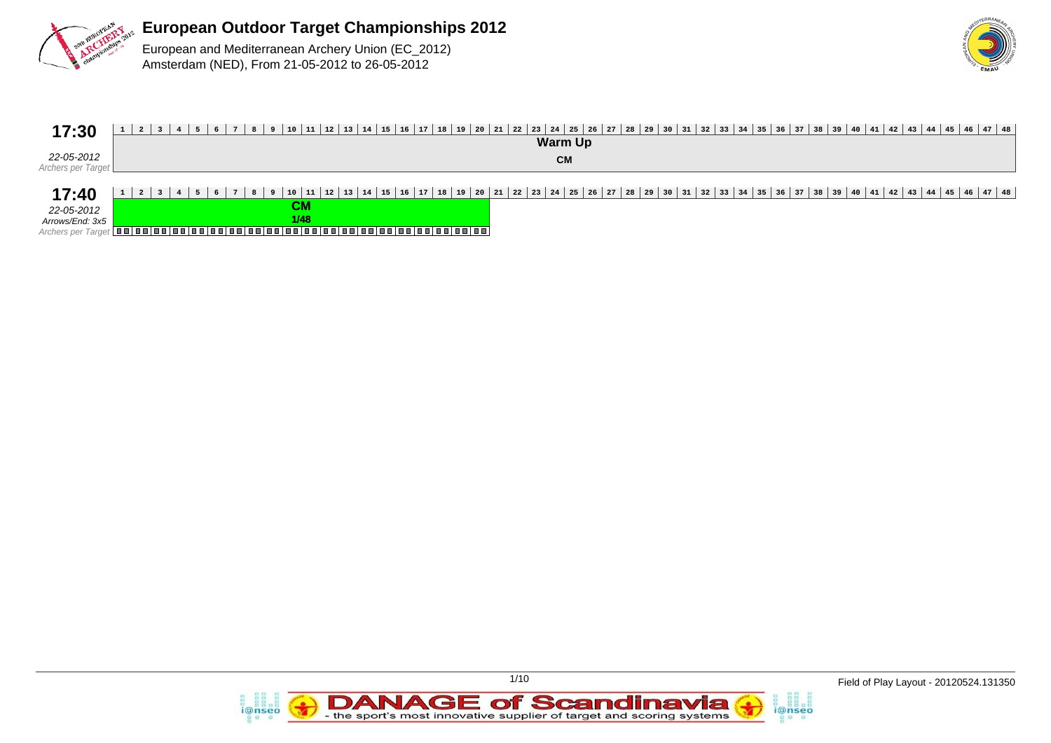# European Outdoor Target Championships 2012

European and Mediterranean Archery Union (EC_2012)
Amsterdam (NED), From 21-05-2012 to 26-05-2012

## 17:30

*22-05-2012*
*Archers per Target*

| 1 | 2 | 3 | 4 | 5 | 6 | 7 | 8 | 9 | 10 | 11 | 12 | 13 | 14 | 15 | 16 | 17 | 18 | 19 | 20 | 21 | 22 | 23 | 24 | 25 | 26 | 27 | 28 | 29 | 30 | 31 | 32 | 33 | 34 | 35 | 36 | 37 | 38 | 39 | 40 | 41 | 42 | 43 | 44 | 45 | 46 | 47 | 48 |
|---|---|---|---|---|---|---|---|---|---|---|---|---|---|---|---|---|---|---|---|---|---|---|---|---|---|---|---|---|---|---|---|---|---|---|---|---|---|---|---|---|---|---|---|---|---|---|---|
| **Warm Up** CM | | | | | | | | | | | | | | | | | | | | | | | | | | | | | | | | | | | | | | | | | | | | | | | |

## 17:40

*22-05-2012*
*Arrows/End: 3x5*
*Archers per Target*

| 1 | 2 | 3 | 4 | 5 | 6 | 7 | 8 | 9 | 10 | 11 | 12 | 13 | 14 | 15 | 16 | 17 | 18 | 19 | 20 | 21 | 22 | 23 | 24 | 25 | 26 | 27 | 28 | 29 | 30 | 31 | 32 | 33 | 34 | 35 | 36 | 37 | 38 | 39 | 40 | 41 | 42 | 43 | 44 | 45 | 46 | 47 | 48 |
|---|---|---|---|---|---|---|---|---|---|---|---|---|---|---|---|---|---|---|---|---|---|---|---|---|---|---|---|---|---|---|---|---|---|---|---|---|---|---|---|---|---|---|---|---|---|---|---|
| **CM** 1/48 | | | | | | | | | | | | | | | | | | | | | | | | | | | | | | | | | | | | | | | | | | | | | | | |

Field of Play Layout - 20120524.131350

DANAGE of Scandinavia - the sport's most innovative supplier of target and scoring systems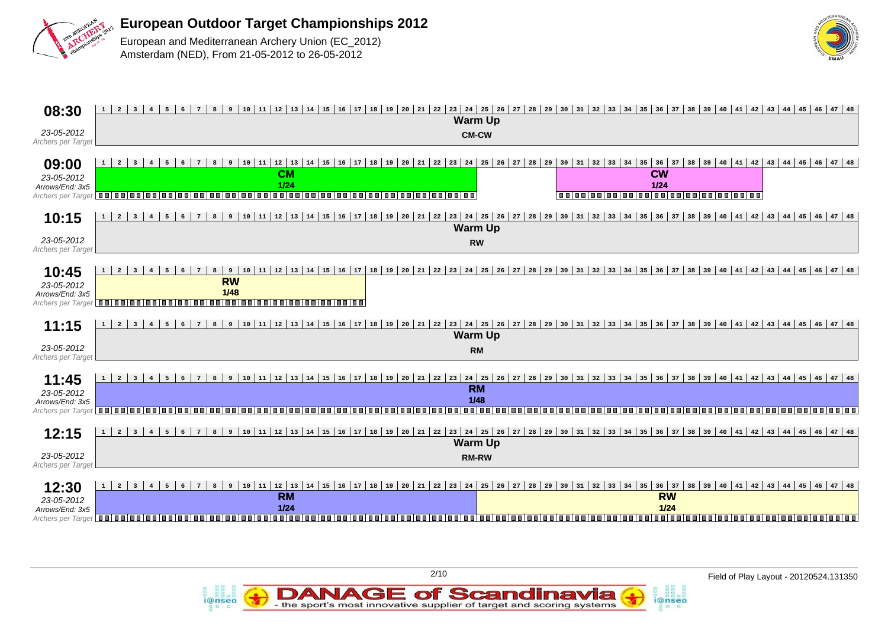# European Outdoor Target Championships 2012

European and Mediterranean Archery Union (EC_2012)
Amsterdam (NED), From 21-05-2012 to 26-05-2012

| Time | Date | Targets 1–24 | Targets 25–48 |
|---|---|---|---|
| 08:30 | 23-05-2012 | Warm Up CM-CW | |
| 09:00 | 23-05-2012, Arrows/End: 3x5 | CM 1/24 (targets 1–24) | CW 1/24 (targets 30–41) |
| 10:15 | 23-05-2012 | Warm Up RW | |
| 10:45 | 23-05-2012, Arrows/End: 3x5 | RW 1/48 (targets 1–16) | |
| 11:15 | 23-05-2012 | Warm Up RM | |
| 11:45 | 23-05-2012, Arrows/End: 3x5 | RM 1/48 (targets 1–48) | |
| 12:15 | 23-05-2012 | Warm Up RM-RW | |
| 12:30 | 23-05-2012, Arrows/End: 3x5 | RM 1/24 (targets 1–24) | RW 1/24 (targets 25–48) |

Field of Play Layout - 20120524.131350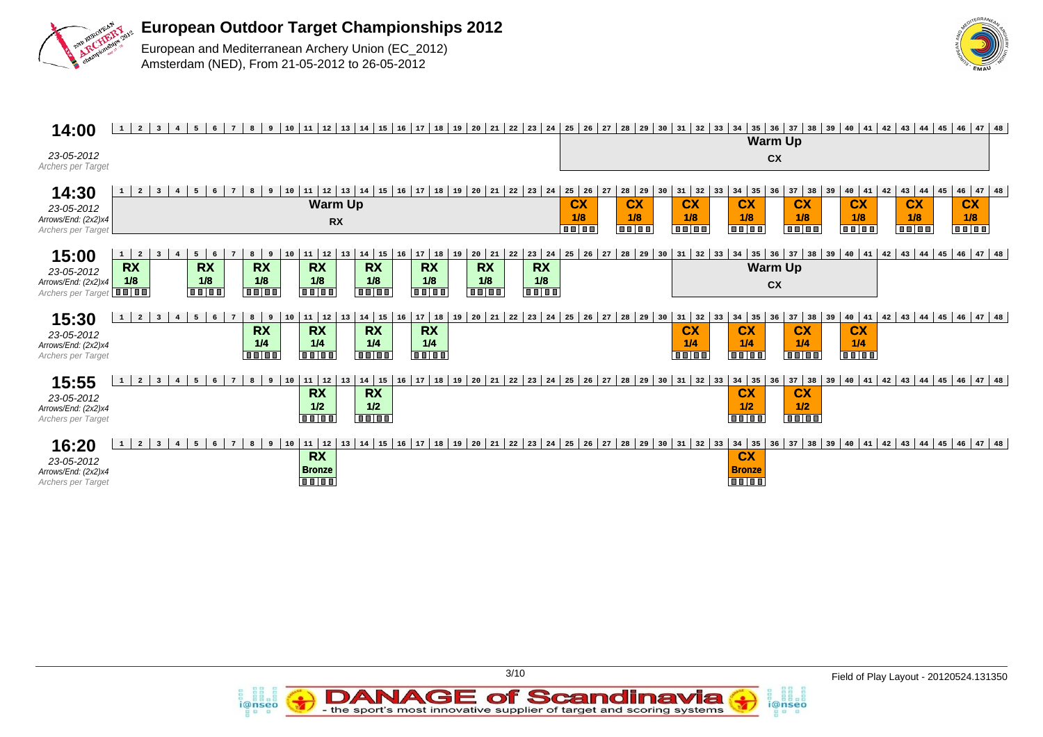# European Outdoor Target Championships 2012

European and Mediterranean Archery Union (EC_2012)
Amsterdam (NED), From 21-05-2012 to 26-05-2012

## 14:00

*23-05-2012*
*Archers per Target*

| Targets | Event |
|---|---|
| 25–47 | Warm Up CX |

## 14:30

*23-05-2012*
*Arrows/End: (2x2)x4*
*Archers per Target*

| Targets | Event |
|---|---|
| 1–24 | Warm Up RX |
| 25–26 | CX 1/8 |
| 28–29 | CX 1/8 |
| 31–32 | CX 1/8 |
| 34–35 | CX 1/8 |
| 37–38 | CX 1/8 |
| 40–41 | CX 1/8 |
| 43–44 | CX 1/8 |
| 46–47 | CX 1/8 |

## 15:00

*23-05-2012*
*Arrows/End: (2x2)x4*
*Archers per Target*

| Targets | Event |
|---|---|
| 1–2 | RX 1/8 |
| 5–6 | RX 1/8 |
| 8–9 | RX 1/8 |
| 11–12 | RX 1/8 |
| 14–15 | RX 1/8 |
| 17–18 | RX 1/8 |
| 20–21 | RX 1/8 |
| 23–24 | RX 1/8 |
| 31–41 | Warm Up CX |

## 15:30

*23-05-2012*
*Arrows/End: (2x2)x4*
*Archers per Target*

| Targets | Event |
|---|---|
| 8–9 | RX 1/4 |
| 11–12 | RX 1/4 |
| 14–15 | RX 1/4 |
| 17–18 | RX 1/4 |
| 31–32 | CX 1/4 |
| 34–35 | CX 1/4 |
| 37–38 | CX 1/4 |
| 40–41 | CX 1/4 |

## 15:55

*23-05-2012*
*Arrows/End: (2x2)x4*
*Archers per Target*

| Targets | Event |
|---|---|
| 11–12 | RX 1/2 |
| 14–15 | RX 1/2 |
| 34–35 | CX 1/2 |
| 37–38 | CX 1/2 |

## 16:20

*23-05-2012*
*Arrows/End: (2x2)x4*
*Archers per Target*

| Targets | Event |
|---|---|
| 11–12 | RX Bronze |
| 34–35 | CX Bronze |

Field of Play Layout - 20120524.131350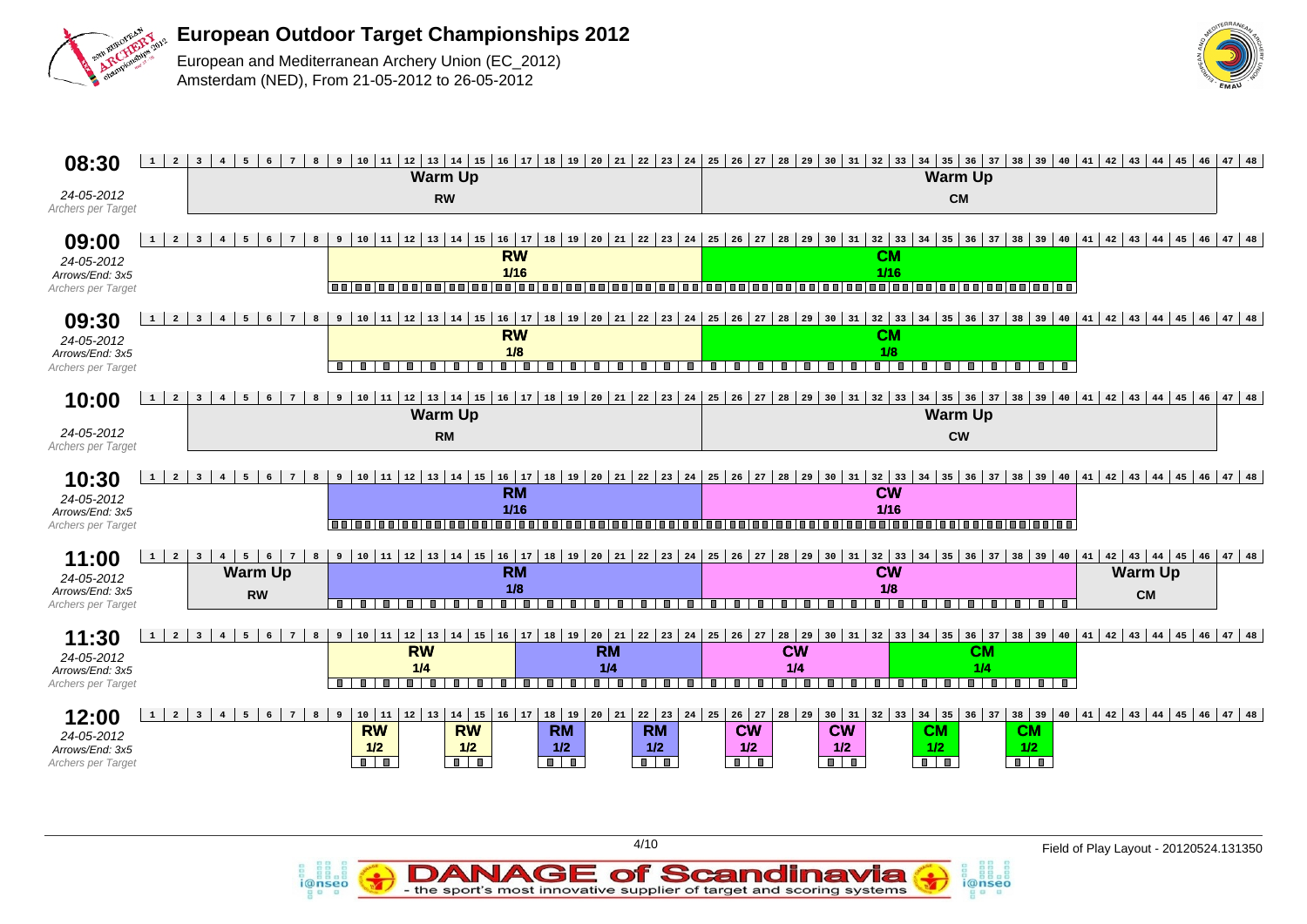# European Outdoor Target Championships 2012

European and Mediterranean Archery Union (EC_2012)
Amsterdam (NED), From 21-05-2012 to 26-05-2012

| Time | Date | Info | Targets 1-8 | Targets 9-24 | Targets 25-40 | Targets 41-46 |
|---|---|---|---|---|---|---|
| 08:30 | 24-05-2012 | Archers per Target | | Warm Up RW (targets 3-24) | Warm Up CM (targets 25-46) | |
| 09:00 | 24-05-2012 | Arrows/End: 3x5, Archers per Target | | RW 1/16 | CM 1/16 | |
| 09:30 | 24-05-2012 | Arrows/End: 3x5, Archers per Target | | RW 1/8 | CM 1/8 | |
| 10:00 | 24-05-2012 | Archers per Target | | Warm Up RM (targets 3-24) | Warm Up CW (targets 25-46) | |
| 10:30 | 24-05-2012 | Arrows/End: 3x5, Archers per Target | | RM 1/16 | CW 1/16 | |
| 11:00 | 24-05-2012 | Arrows/End: 3x5, Archers per Target | Warm Up RW (targets 3-8) | RM 1/8 | CW 1/8 | Warm Up CM |

| Time | Date | Info | Targets 9-16 | Targets 17-24 | Targets 25-32 | Targets 33-40 |
|---|---|---|---|---|---|---|
| 11:30 | 24-05-2012 | Arrows/End: 3x5, Archers per Target | RW 1/4 | RM 1/4 | CW 1/4 | CM 1/4 |

| Time | Date | Info | Targets 10-11 | Targets 14-15 | Targets 18-19 | Targets 22-23 | Targets 26-27 | Targets 30-31 | Targets 34-35 | Targets 38-39 |
|---|---|---|---|---|---|---|---|---|---|---|
| 12:00 | 24-05-2012 | Arrows/End: 3x5, Archers per Target | RW 1/2 | RW 1/2 | RM 1/2 | RM 1/2 | CW 1/2 | CW 1/2 | CM 1/2 | CM 1/2 |

Field of Play Layout - 20120524.131350

DANAGE of Scandinavia - the sport's most innovative supplier of target and scoring systems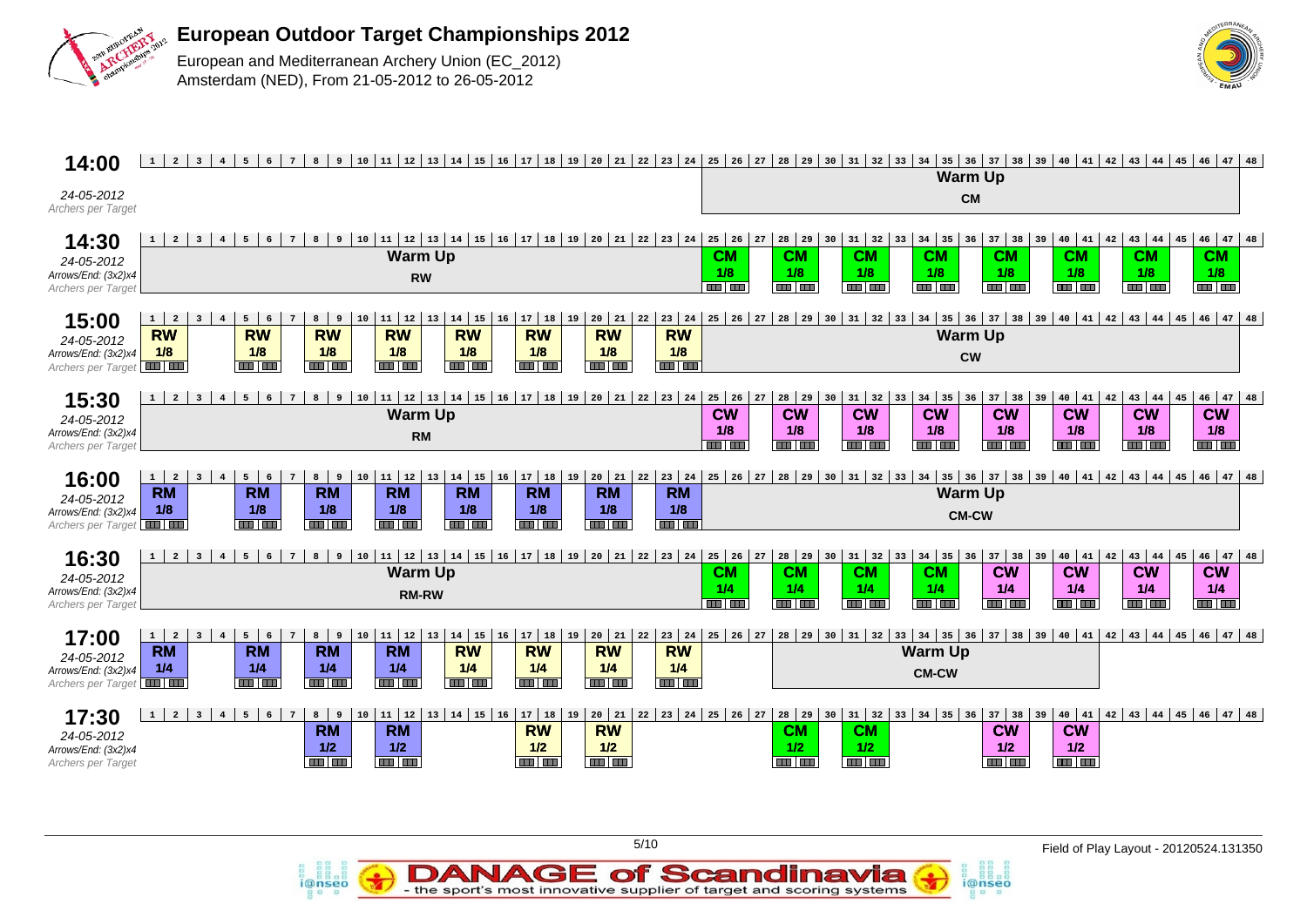# European Outdoor Target Championships 2012

European and Mediterranean Archery Union (EC_2012)
Amsterdam (NED), From 21-05-2012 to 26-05-2012

## 14:00

*24-05-2012*
*Archers per Target*

| Targets | Assignment |
|---|---|
| 1–24 | |
| 25–48 | Warm Up CM |

## 14:30

*24-05-2012*
*Arrows/End: (3x2)x4*
*Archers per Target*

| Targets | Assignment |
|---|---|
| 1–24 | Warm Up RW |
| 25-26 | CM 1/8 |
| 28-29 | CM 1/8 |
| 31-32 | CM 1/8 |
| 34-35 | CM 1/8 |
| 37-38 | CM 1/8 |
| 40-41 | CM 1/8 |
| 43-44 | CM 1/8 |
| 46-47 | CM 1/8 |

## 15:00

*24-05-2012*
*Arrows/End: (3x2)x4*
*Archers per Target*

| Targets | Assignment |
|---|---|
| 1-2 | RW 1/8 |
| 5-6 | RW 1/8 |
| 8-9 | RW 1/8 |
| 11-12 | RW 1/8 |
| 14-15 | RW 1/8 |
| 17-18 | RW 1/8 |
| 20-21 | RW 1/8 |
| 23-24 | RW 1/8 |
| 25–48 | Warm Up CW |

## 15:30

*24-05-2012*
*Arrows/End: (3x2)x4*
*Archers per Target*

| Targets | Assignment |
|---|---|
| 1–24 | Warm Up RM |
| 25-26 | CW 1/8 |
| 28-29 | CW 1/8 |
| 31-32 | CW 1/8 |
| 34-35 | CW 1/8 |
| 37-38 | CW 1/8 |
| 40-41 | CW 1/8 |
| 43-44 | CW 1/8 |
| 46-47 | CW 1/8 |

## 16:00

*24-05-2012*
*Arrows/End: (3x2)x4*
*Archers per Target*

| Targets | Assignment |
|---|---|
| 1-2 | RM 1/8 |
| 5-6 | RM 1/8 |
| 8-9 | RM 1/8 |
| 11-12 | RM 1/8 |
| 14-15 | RM 1/8 |
| 17-18 | RM 1/8 |
| 20-21 | RM 1/8 |
| 23-24 | RM 1/8 |
| 25–48 | Warm Up CM-CW |

## 16:30

*24-05-2012*
*Arrows/End: (3x2)x4*
*Archers per Target*

| Targets | Assignment |
|---|---|
| 1–24 | Warm Up RM-RW |
| 25-26 | CM 1/4 |
| 28-29 | CM 1/4 |
| 31-32 | CM 1/4 |
| 34-35 | CM 1/4 |
| 37-38 | CW 1/4 |
| 40-41 | CW 1/4 |
| 43-44 | CW 1/4 |
| 46-47 | CW 1/4 |

## 17:00

*24-05-2012*
*Arrows/End: (3x2)x4*
*Archers per Target*

| Targets | Assignment |
|---|---|
| 1-2 | RM 1/4 |
| 5-6 | RM 1/4 |
| 8-9 | RM 1/4 |
| 11-12 | RM 1/4 |
| 14-15 | RW 1/4 |
| 17-18 | RW 1/4 |
| 20-21 | RW 1/4 |
| 23-24 | RW 1/4 |
| 28–41 | Warm Up CM-CW |

## 17:30

*24-05-2012*
*Arrows/End: (3x2)x4*
*Archers per Target*

| Targets | Assignment |
|---|---|
| 8-9 | RM 1/2 |
| 11-12 | RM 1/2 |
| 17-18 | RW 1/2 |
| 20-21 | RW 1/2 |
| 28-29 | CM 1/2 |
| 31-32 | CM 1/2 |
| 37-38 | CW 1/2 |
| 40-41 | CW 1/2 |

Field of Play Layout - 20120524.131350

DANAGE of Scandinavia - the sport's most innovative supplier of target and scoring systems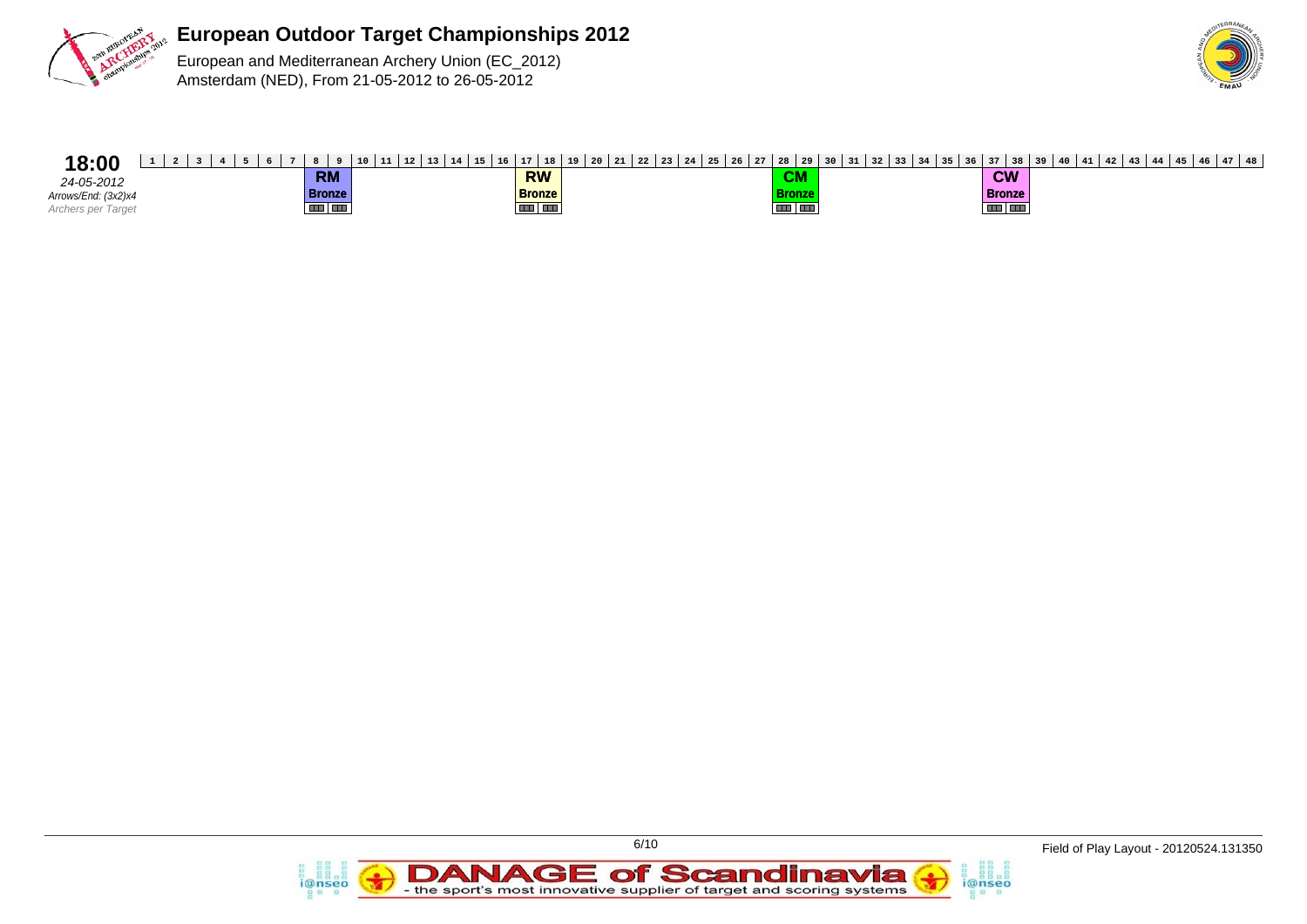# European Outdoor Target Championships 2012

European and Mediterranean Archery Union (EC_2012)
Amsterdam (NED), From 21-05-2012 to 26-05-2012

**18:00**
*24-05-2012*
*Arrows/End: (3x2)x4*
*Archers per Target*

| 1 | 2 | 3 | 4 | 5 | 6 | 7 | 8 | 9 | 10 | 11 | 12 | 13 | 14 | 15 | 16 | 17 | 18 | 19 | 20 | 21 | 22 | 23 | 24 | 25 | 26 | 27 | 28 | 29 | 30 | 31 | 32 | 33 | 34 | 35 | 36 | 37 | 38 | 39 | 40 | 41 | 42 | 43 | 44 | 45 | 46 | 47 | 48 |
|---|---|---|---|---|---|---|---|---|---|---|---|---|---|---|---|---|---|---|---|---|---|---|---|---|---|---|---|---|---|---|---|---|---|---|---|---|---|---|---|---|---|---|---|---|---|---|---|
| | | | | | | | RM Bronze | | | | | | | | | RW Bronze | | | | | | | | | | | CM Bronze | | | | | | | | | CW Bronze | | | | | | | | | | | |

Field of Play Layout - 20120524.131350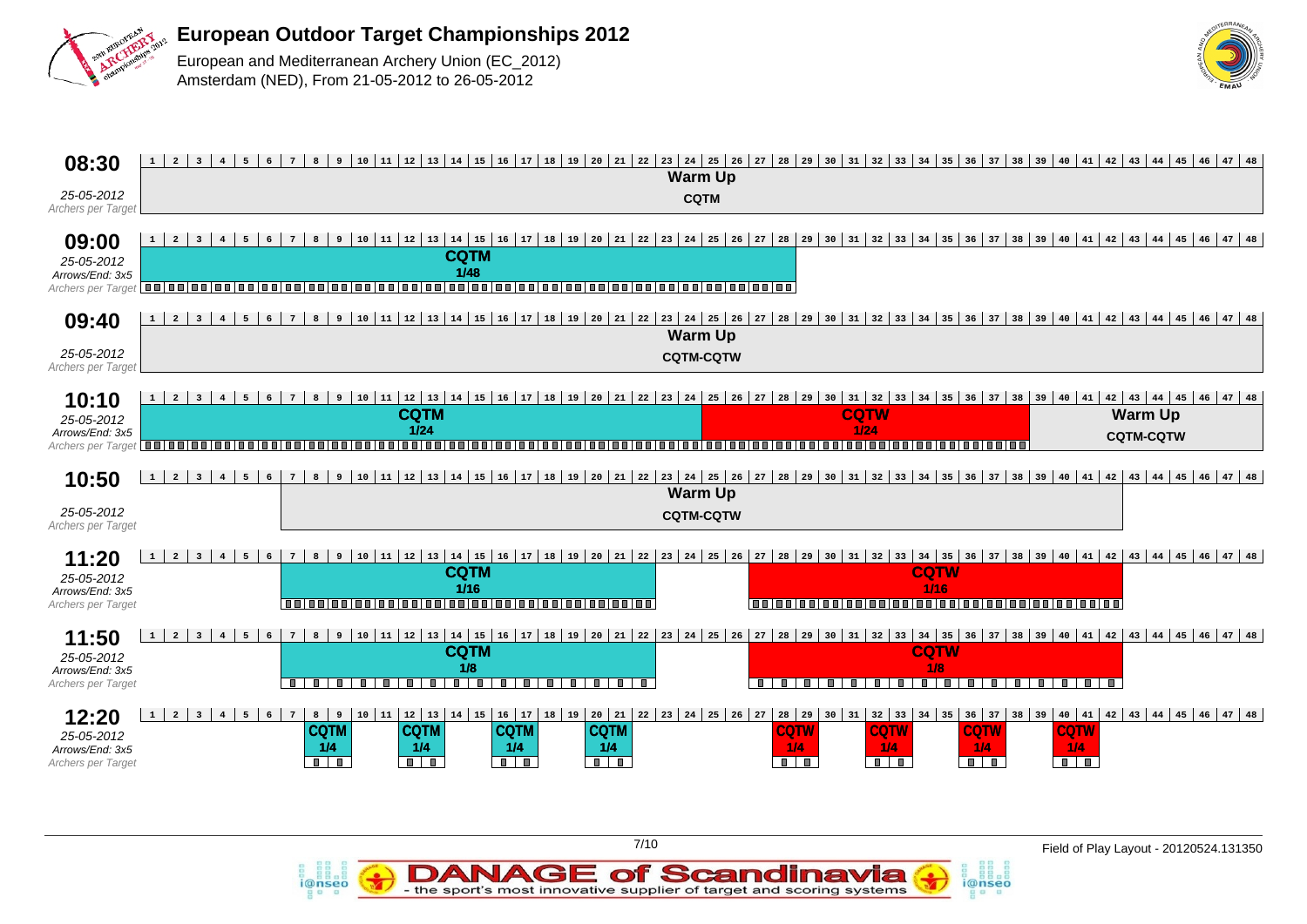# European Outdoor Target Championships 2012

European and Mediterranean Archery Union (EC_2012)
Amsterdam (NED), From 21-05-2012 to 26-05-2012

| Time | Date | Arrows/End | Targets | Event |
|---|---|---|---|---|
| 08:30 | 25-05-2012 | | 1–48 | Warm Up CQTM |
| 09:00 | 25-05-2012 | 3x5 | 1–28 | CQTM 1/48 |
| 09:40 | 25-05-2012 | | 1–48 | Warm Up CQTM-CQTW |
| 10:10 | 25-05-2012 | 3x5 | 1–24 | CQTM 1/24 |
| | | | 25–38 | CQTW 1/24 |
| | | | 39–48 | Warm Up CQTM-CQTW |
| 10:50 | 25-05-2012 | | 7–42 | Warm Up CQTM-CQTW |
| 11:20 | 25-05-2012 | 3x5 | 7–22 | CQTM 1/16 |
| | | | 27–42 | CQTW 1/16 |
| 11:50 | 25-05-2012 | 3x5 | 7–22 | CQTM 1/8 |
| | | | 27–42 | CQTW 1/8 |
| 12:20 | 25-05-2012 | 3x5 | 8–9 | CQTM 1/4 |
| | | | 12–13 | CQTM 1/4 |
| | | | 16–17 | CQTM 1/4 |
| | | | 20–21 | CQTM 1/4 |
| | | | 28–29 | CQTW 1/4 |
| | | | 32–33 | CQTW 1/4 |
| | | | 36–37 | CQTW 1/4 |
| | | | 40–41 | CQTW 1/4 |

Field of Play Layout - 20120524.131350

DANAGE of Scandinavia - the sport's most innovative supplier of target and scoring systems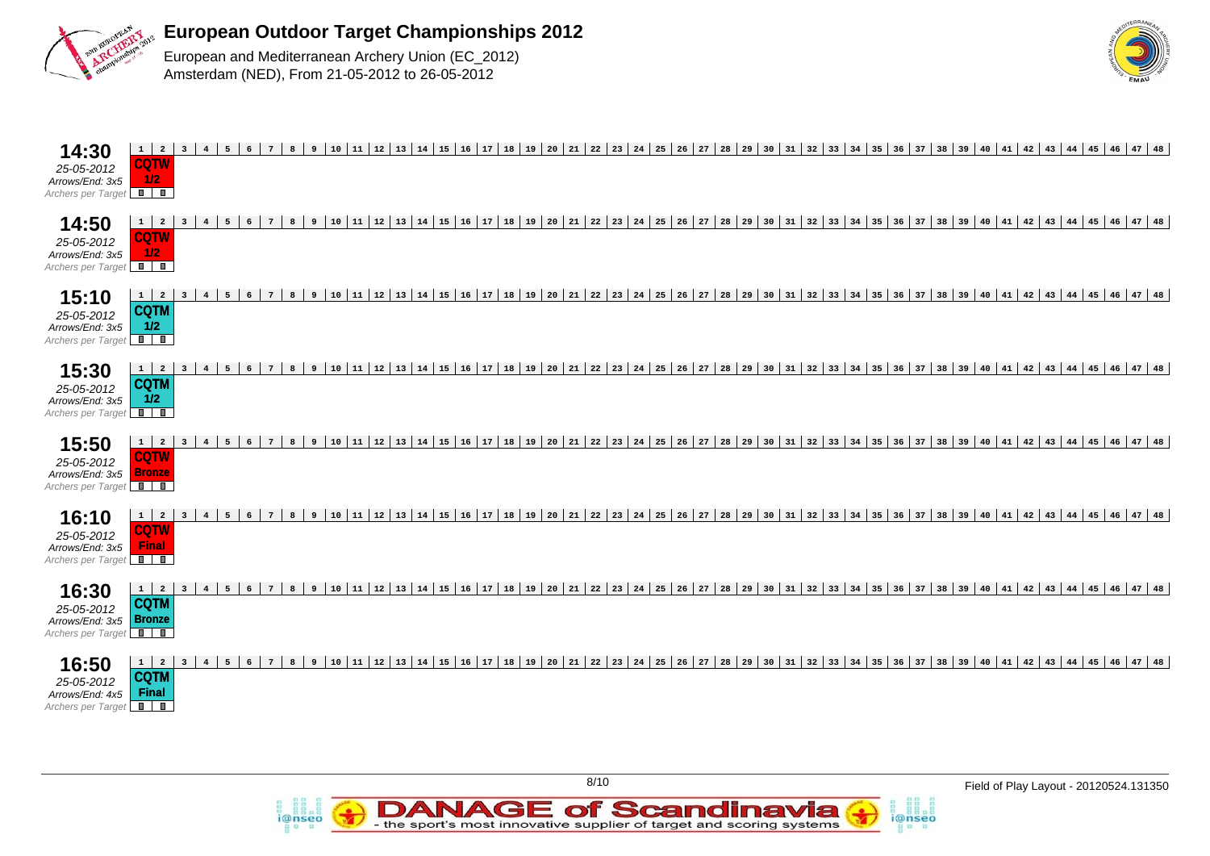# European Outdoor Target Championships 2012

European and Mediterranean Archery Union (EC_2012)
Amsterdam (NED), From 21-05-2012 to 26-05-2012

| Time | Date | Arrows/End | Targets 1-2 | Round |
|---|---|---|---|---|
| **14:30** | 25-05-2012 | 3x5 | CQTW | 1/2 |
| **14:50** | 25-05-2012 | 3x5 | CQTW | 1/2 |
| **15:10** | 25-05-2012 | 3x5 | CQTM | 1/2 |
| **15:30** | 25-05-2012 | 3x5 | CQTM | 1/2 |
| **15:50** | 25-05-2012 | 3x5 | CQTW | Bronze |
| **16:10** | 25-05-2012 | 3x5 | CQTW | Final |
| **16:30** | 25-05-2012 | 3x5 | CQTM | Bronze |
| **16:50** | 25-05-2012 | 4x5 | CQTM | Final |

Targets: 1 to 48 (only targets 1–2 assigned in each session)

Field of Play Layout - 20120524.131350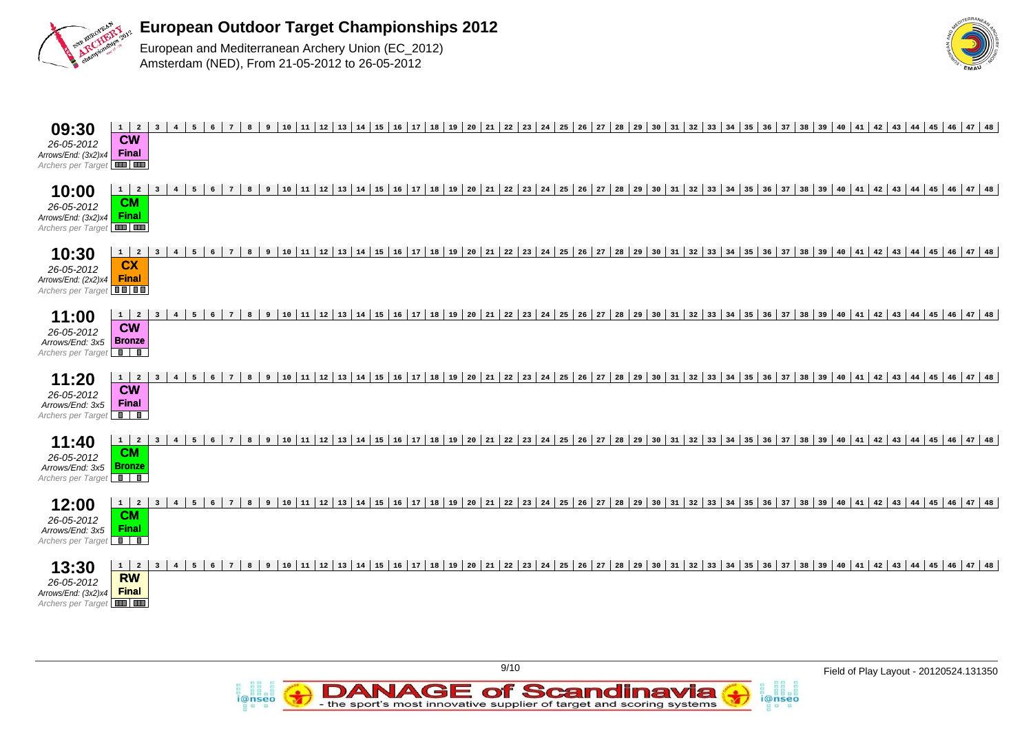# European Outdoor Target Championships 2012

European and Mediterranean Archery Union (EC_2012)
Amsterdam (NED), From 21-05-2012 to 26-05-2012

| Time | Date | Arrows/End | Targets 1–2 |
|---|---|---|---|
| **09:30** | *26-05-2012* | *Arrows/End: (3x2)x4* | **CW Final** |
| **10:00** | *26-05-2012* | *Arrows/End: (3x2)x4* | **CM Final** |
| **10:30** | *26-05-2012* | *Arrows/End: (2x2)x4* | **CX Final** |
| **11:00** | *26-05-2012* | *Arrows/End: 3x5* | **CW Bronze** |
| **11:20** | *26-05-2012* | *Arrows/End: 3x5* | **CW Final** |
| **11:40** | *26-05-2012* | *Arrows/End: 3x5* | **CM Bronze** |
| **12:00** | *26-05-2012* | *Arrows/End: 3x5* | **CM Final** |
| **13:30** | *26-05-2012* | *Arrows/End: (3x2)x4* | **RW Final** |

Targets 1–48 shown for each session; only targets 1–2 are in use.

Field of Play Layout - 20120524.131350

DANAGE of Scandinavia - the sport's most innovative supplier of target and scoring systems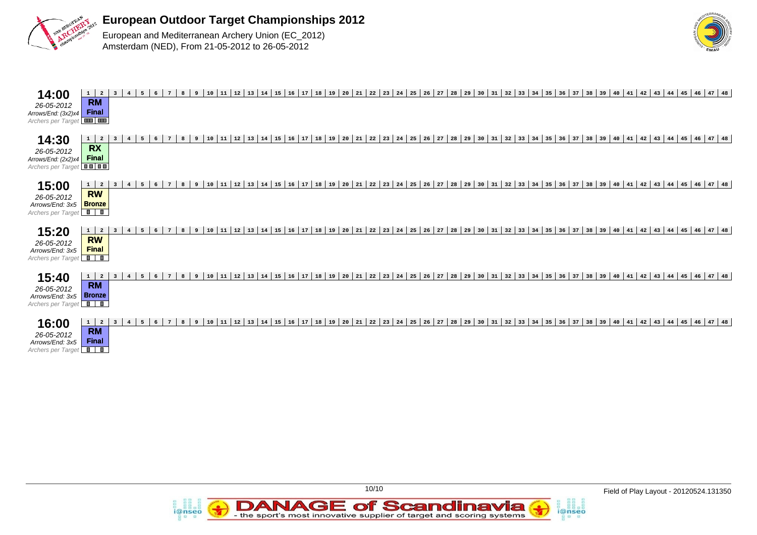# European Outdoor Target Championships 2012

European and Mediterranean Archery Union (EC_2012)
Amsterdam (NED), From 21-05-2012 to 26-05-2012

**14:00**
*26-05-2012*
*Arrows/End: (3x2)x4*
*Archers per Target*

| 1 | 2 | 3 | 4 | 5 | 6 | 7 | 8 | 9 | 10 | 11 | 12 | 13 | 14 | 15 | 16 | 17 | 18 | 19 | 20 | 21 | 22 | 23 | 24 | 25 | 26 | 27 | 28 | 29 | 30 | 31 | 32 | 33 | 34 | 35 | 36 | 37 | 38 | 39 | 40 | 41 | 42 | 43 | 44 | 45 | 46 | 47 | 48 |
|---|---|---|---|---|---|---|---|---|---|---|---|---|---|---|---|---|---|---|---|---|---|---|---|---|---|---|---|---|---|---|---|---|---|---|---|---|---|---|---|---|---|---|---|---|---|---|---|
| RM Final | | | | | | | | | | | | | | | | | | | | | | | | | | | | | | | | | | | | | | | | | | | | | | | |

**14:30**
*26-05-2012*
*Arrows/End: (2x2)x4*
*Archers per Target*

| 1 | 2 | 3 | 4 | 5 | 6 | 7 | 8 | 9 | 10 | 11 | 12 | 13 | 14 | 15 | 16 | 17 | 18 | 19 | 20 | 21 | 22 | 23 | 24 | 25 | 26 | 27 | 28 | 29 | 30 | 31 | 32 | 33 | 34 | 35 | 36 | 37 | 38 | 39 | 40 | 41 | 42 | 43 | 44 | 45 | 46 | 47 | 48 |
|---|---|---|---|---|---|---|---|---|---|---|---|---|---|---|---|---|---|---|---|---|---|---|---|---|---|---|---|---|---|---|---|---|---|---|---|---|---|---|---|---|---|---|---|---|---|---|---|
| RX Final | | | | | | | | | | | | | | | | | | | | | | | | | | | | | | | | | | | | | | | | | | | | | | | |

**15:00**
*26-05-2012*
*Arrows/End: 3x5*
*Archers per Target*

| 1 | 2 | 3 | 4 | 5 | 6 | 7 | 8 | 9 | 10 | 11 | 12 | 13 | 14 | 15 | 16 | 17 | 18 | 19 | 20 | 21 | 22 | 23 | 24 | 25 | 26 | 27 | 28 | 29 | 30 | 31 | 32 | 33 | 34 | 35 | 36 | 37 | 38 | 39 | 40 | 41 | 42 | 43 | 44 | 45 | 46 | 47 | 48 |
|---|---|---|---|---|---|---|---|---|---|---|---|---|---|---|---|---|---|---|---|---|---|---|---|---|---|---|---|---|---|---|---|---|---|---|---|---|---|---|---|---|---|---|---|---|---|---|---|
| RW Bronze | | | | | | | | | | | | | | | | | | | | | | | | | | | | | | | | | | | | | | | | | | | | | | | |

**15:20**
*26-05-2012*
*Arrows/End: 3x5*
*Archers per Target*

| 1 | 2 | 3 | 4 | 5 | 6 | 7 | 8 | 9 | 10 | 11 | 12 | 13 | 14 | 15 | 16 | 17 | 18 | 19 | 20 | 21 | 22 | 23 | 24 | 25 | 26 | 27 | 28 | 29 | 30 | 31 | 32 | 33 | 34 | 35 | 36 | 37 | 38 | 39 | 40 | 41 | 42 | 43 | 44 | 45 | 46 | 47 | 48 |
|---|---|---|---|---|---|---|---|---|---|---|---|---|---|---|---|---|---|---|---|---|---|---|---|---|---|---|---|---|---|---|---|---|---|---|---|---|---|---|---|---|---|---|---|---|---|---|---|
| RW Final | | | | | | | | | | | | | | | | | | | | | | | | | | | | | | | | | | | | | | | | | | | | | | | |

**15:40**
*26-05-2012*
*Arrows/End: 3x5*
*Archers per Target*

| 1 | 2 | 3 | 4 | 5 | 6 | 7 | 8 | 9 | 10 | 11 | 12 | 13 | 14 | 15 | 16 | 17 | 18 | 19 | 20 | 21 | 22 | 23 | 24 | 25 | 26 | 27 | 28 | 29 | 30 | 31 | 32 | 33 | 34 | 35 | 36 | 37 | 38 | 39 | 40 | 41 | 42 | 43 | 44 | 45 | 46 | 47 | 48 |
|---|---|---|---|---|---|---|---|---|---|---|---|---|---|---|---|---|---|---|---|---|---|---|---|---|---|---|---|---|---|---|---|---|---|---|---|---|---|---|---|---|---|---|---|---|---|---|---|
| RM Bronze | | | | | | | | | | | | | | | | | | | | | | | | | | | | | | | | | | | | | | | | | | | | | | | |

**16:00**
*26-05-2012*
*Arrows/End: 3x5*
*Archers per Target*

| 1 | 2 | 3 | 4 | 5 | 6 | 7 | 8 | 9 | 10 | 11 | 12 | 13 | 14 | 15 | 16 | 17 | 18 | 19 | 20 | 21 | 22 | 23 | 24 | 25 | 26 | 27 | 28 | 29 | 30 | 31 | 32 | 33 | 34 | 35 | 36 | 37 | 38 | 39 | 40 | 41 | 42 | 43 | 44 | 45 | 46 | 47 | 48 |
|---|---|---|---|---|---|---|---|---|---|---|---|---|---|---|---|---|---|---|---|---|---|---|---|---|---|---|---|---|---|---|---|---|---|---|---|---|---|---|---|---|---|---|---|---|---|---|---|
| RM Final | | | | | | | | | | | | | | | | | | | | | | | | | | | | | | | | | | | | | | | | | | | | | | | |

Field of Play Layout - 20120524.131350

DANAGE of Scandinavia - the sport's most innovative supplier of target and scoring systems